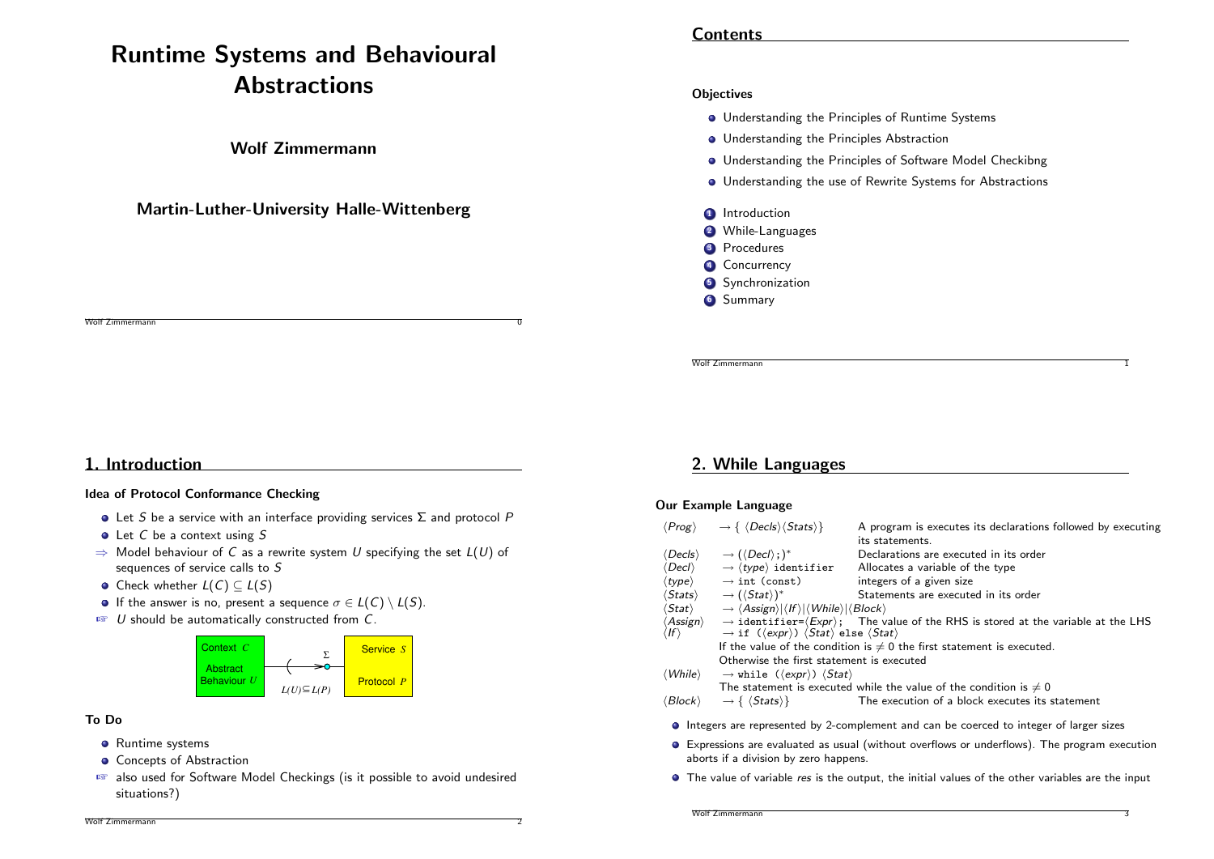# Runtime Systems and Behavioural Abstractions

**Wolf Zimmermann**

**Martin-Luther-University Halle-Wittenberg**

## Contents

**Objectives**

- Understanding the Principles of Runtime Systems
- Understanding the Principles Abstraction
- Understanding the Principles of Software Model Checkibng
- Understanding the use of Rewrite Systems for Abstractions

1. Introduction
2. While-Languages
3. Procedures
4. Concurrency
5. Synchronization
6. Summary

## 1. Introduction

**Idea of Protocol Conformance Checking**

- Let $S$ be a service with an interface providing services $\Sigma$ and protocol $P$
- Let $C$ be a context using $S$
- ⇒ Model behaviour of $C$ as a rewrite system $U$ specifying the set $L(U)$ of sequences of service calls to $S$
- Check whether $L(C) \subseteq L(S)$
- If the answer is no, present a sequence $\sigma \in L(C) \setminus L(S)$.
- ☞ $U$ should be automatically constructed from $C$.

Context $C$ — Abstract Behaviour $U$ — $\Sigma$ — $L(U) \subseteq L(P)$ — Service $S$ — Protocol $P$

**To Do**

- Runtime systems
- Concepts of Abstraction
- ☞ also used for Software Model Checkings (is it possible to avoid undesired situations?)

## 2. While Languages

**Our Example Language**

| | | |
|---|---|---|
| ⟨*Prog*⟩ | → { ⟨*Decls*⟩⟨*Stats*⟩} | A program is executes its declarations followed by executing its statements. |
| ⟨*Decls*⟩ | → (⟨*Decl*⟩;)* | Declarations are executed in its order |
| ⟨*Decl*⟩ | → ⟨*type*⟩ `identifier` | Allocates a variable of the type |
| ⟨*type*⟩ | → `int (const)` | integers of a given size |
| ⟨*Stats*⟩ | → (⟨*Stat*⟩)* | Statements are executed in its order |
| ⟨*Stat*⟩ | → ⟨*Assign*⟩\|⟨*If*⟩\|⟨*While*⟩\|⟨*Block*⟩ | |
| ⟨*Assign*⟩ | → `identifier=`⟨*Expr*⟩`;` | The value of the RHS is stored at the variable at the LHS |
| ⟨*If*⟩ | → `if (`⟨*expr*⟩`)` ⟨*Stat*⟩ `else` ⟨*Stat*⟩ | If the value of the condition is $\neq 0$ the first statement is executed. Otherwise the first statement is executed |
| ⟨*While*⟩ | → `while (`⟨*expr*⟩`)` ⟨*Stat*⟩ | The statement is executed while the value of the condition is $\neq 0$ |
| ⟨*Block*⟩ | → { ⟨*Stats*⟩} | The execution of a block executes its statement |

- Integers are represented by 2-complement and can be coerced to integer of larger sizes
- Expressions are evaluated as usual (without overflows or underflows). The program execution aborts if a division by zero happens.
- The value of variable *res* is the output, the initial values of the other variables are the input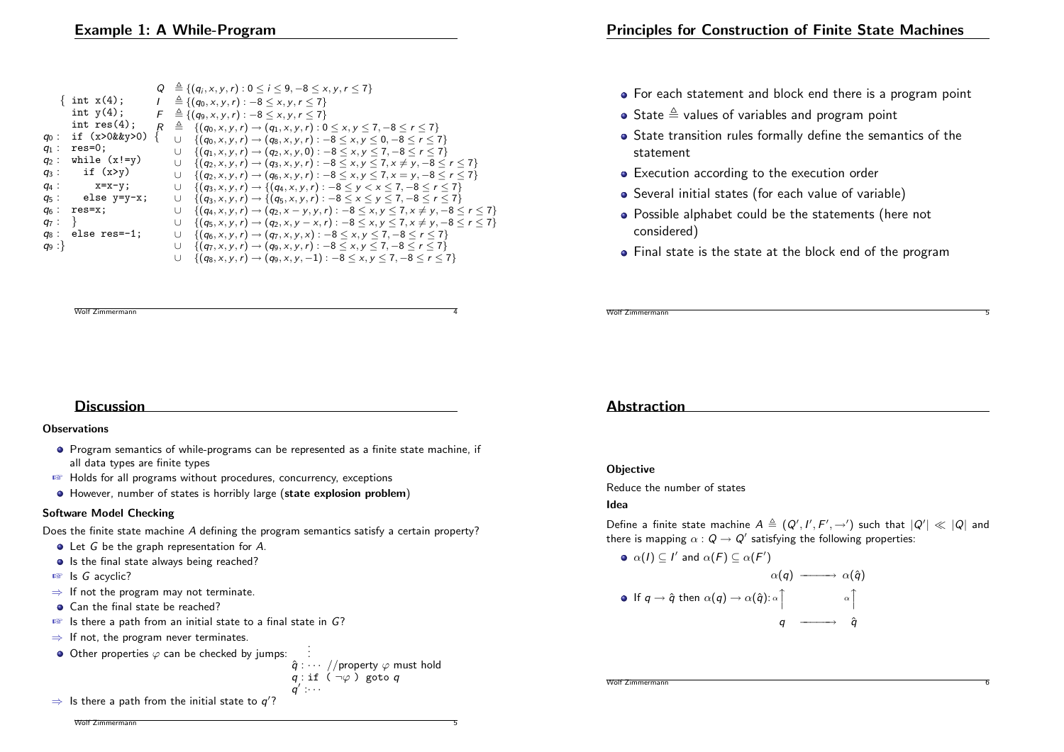## Example 1: A While-Program

```
   { int x(4);
     int y(4);
     int res(4);
q0 :  if (x>0&&y>0) {
q1 :  res=0;
q2 :  while (x!=y)
q3 :    if (x>y)
q4 :      x=x-y;
q5 :    else y=y-x;
q6 :  res=x;
q7 :  }
q8 :  else res=-1;
q9 :}
```

$Q \triangleq \{(q_i, x, y, r) : 0 \le i \le 9, -8 \le x, y, r \le 7\}$

$I \triangleq \{(q_0, x, y, r) : -8 \le x, y, r \le 7\}$

$F \triangleq \{(q_9, x, y, r) : -8 \le x, y, r \le 7\}$

$R \triangleq \{(q_0, x, y, r) \to (q_1, x, y, r) : 0 \le x, y \le 7, -8 \le r \le 7\}$
$\cup \{(q_0, x, y, r) \to (q_8, x, y, r) : -8 \le x, y \le 0, -8 \le r \le 7\}$
$\cup \{(q_1, x, y, r) \to (q_2, x, y, 0) : -8 \le x, y \le 7, -8 \le r \le 7\}$
$\cup \{(q_2, x, y, r) \to (q_3, x, y, r) : -8 \le x, y \le 7, x \ne y, -8 \le r \le 7\}$
$\cup \{(q_2, x, y, r) \to (q_6, x, y, r) : -8 \le x, y \le 7, x = y, -8 \le r \le 7\}$
$\cup \{(q_3, x, y, r) \to \{(q_4, x, y, r) : -8 \le y < x \le 7, -8 \le r \le 7\}$
$\cup \{(q_3, x, y, r) \to \{(q_5, x, y, r) : -8 \le x \le y \le 7, -8 \le r \le 7\}$
$\cup \{(q_4, x, y, r) \to (q_2, x - y, y, r) : -8 \le x, y \le 7, x \ne y, -8 \le r \le 7\}$
$\cup \{(q_5, x, y, r) \to (q_2, x, y - x, r) : -8 \le x, y \le 7, x \ne y, -8 \le r \le 7\}$
$\cup \{(q_6, x, y, r) \to (q_7, x, y, x) : -8 \le x, y \le 7, -8 \le r \le 7\}$
$\cup \{(q_7, x, y, r) \to (q_9, x, y, r) : -8 \le x, y \le 7, -8 \le r \le 7\}$
$\cup \{(q_8, x, y, r) \to (q_9, x, y, -1) : -8 \le x, y \le 7, -8 \le r \le 7\}$

## Principles for Construction of Finite State Machines

- For each statement and block end there is a program point
- State $\triangleq$ values of variables and program point
- State transition rules formally define the semantics of the statement
- Execution according to the execution order
- Several initial states (for each value of variable)
- Possible alphabet could be the statements (here not considered)
- Final state is the state at the block end of the program

## Discussion

**Observations**

- Program semantics of while-programs can be represented as a finite state machine, if all data types are finite types
- ☞ Holds for all programs without procedures, concurrency, exceptions
- However, number of states is horribly large (**state explosion problem**)

**Software Model Checking**

Does the finite state machine $A$ defining the program semantics satisfy a certain property?

- Let $G$ be the graph representation for $A$.
- Is the final state always being reached?
- ☞ Is $G$ acyclic?
- $\Rightarrow$ If not the program may not terminate.
- Can the final state be reached?
- ☞ Is there a path from an initial state to a final state in $G$?
- $\Rightarrow$ If not, the program never terminates.
- Other properties $\varphi$ can be checked by jumps:

```
      ⋮
q̂ : ···  //property φ must hold
q : if ( ¬φ ) goto q
q' :···
```

- $\Rightarrow$ Is there a path from the initial state to $q'$?

## Abstraction

**Objective**

Reduce the number of states

**Idea**

Define a finite state machine $A \triangleq (Q', I', F', \to')$ such that $|Q'| \ll |Q|$ and there is mapping $\alpha : Q \to Q'$ satisfying the following properties:

- $\alpha(I) \subseteq I'$ and $\alpha(F) \subseteq \alpha(F')$
- If $q \to \hat{q}$ then $\alpha(q) \to \alpha(\hat{q})$:

$$\begin{array}{ccc} \alpha(q) & \longrightarrow & \alpha(\hat{q}) \\ \alpha \uparrow & & \alpha \uparrow \\ q & \longrightarrow & \hat{q} \end{array}$$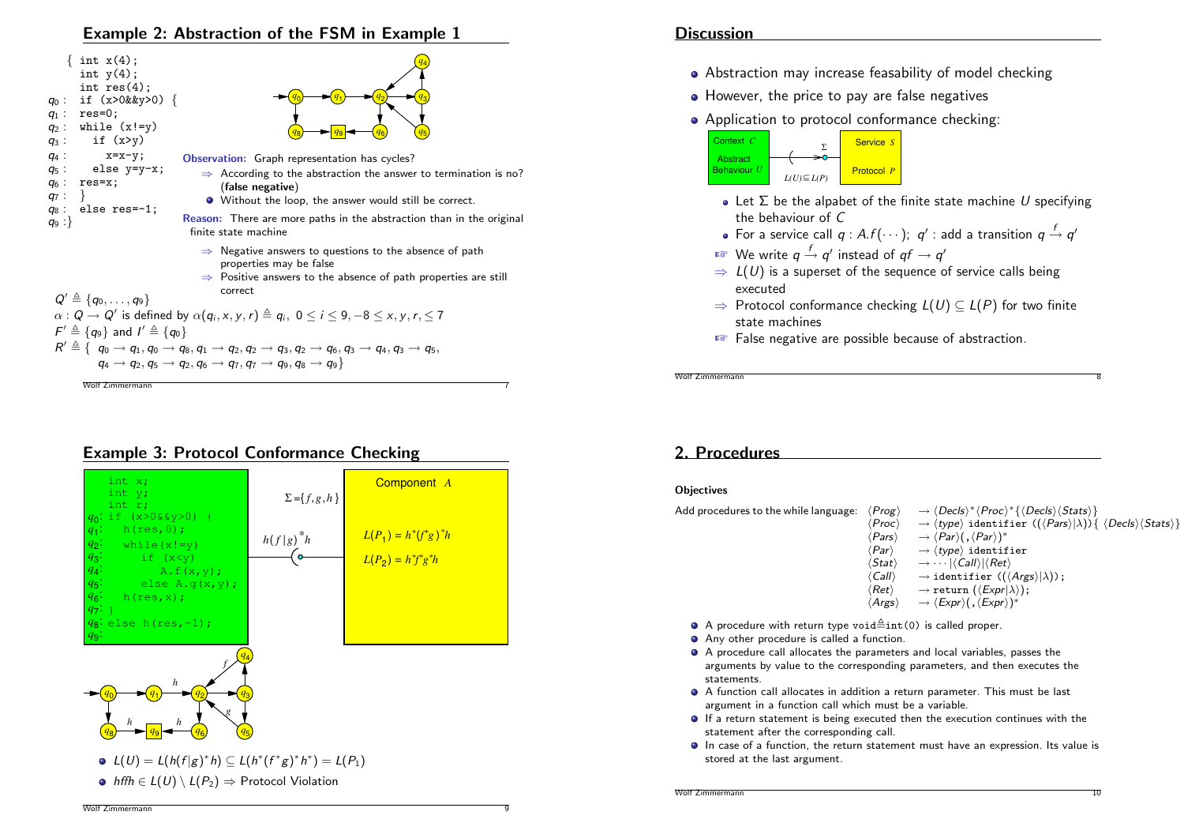## Example 2: Abstraction of the FSM in Example 1

```
   { int x(4);
     int y(4);
     int res(4);
q0 : if (x>0&&y>0) {
q1 :  res=0;
q2 :  while (x!=y)
q3 :    if (x>y)
q4 :       x=x-y;
q5 :    else y=y-x;
q6 :  res=x;
q7 :  }
q8 :  else res=-1;
q9 :}
```

**Observation:** Graph representation has cycles?

- $\Rightarrow$ According to the abstraction the answer to termination is no? (**false negative**)
- Without the loop, the answer would still be correct.

**Reason:** There are more paths in the abstraction than in the original finite state machine

- $\Rightarrow$ Negative answers to questions to the absence of path properties may be false
- $\Rightarrow$ Positive answers to the absence of path properties are still correct

$Q' \triangleq \{q_0, \ldots, q_9\}$

$\alpha : Q \rightarrow Q'$ is defined by $\alpha(q_i, x, y, r) \triangleq q_i,\ 0 \le i \le 9, -8 \le x, y, r, \le 7$

$F' \triangleq \{q_9\}$ and $I' \triangleq \{q_0\}$

$R' \triangleq \{\ q_0 \rightarrow q_1, q_0 \rightarrow q_8, q_1 \rightarrow q_2, q_2 \rightarrow q_3, q_2 \rightarrow q_6, q_3 \rightarrow q_4, q_3 \rightarrow q_5,$
$q_4 \rightarrow q_2, q_5 \rightarrow q_2, q_6 \rightarrow q_7, q_7 \rightarrow q_9, q_8 \rightarrow q_9\}$

## Discussion

- Abstraction may increase feasability of model checking
- However, the price to pay are false negatives
- Application to protocol conformance checking:

Context $C$ — Abstract Behaviour $U$; $\Sigma$; $L(U) \subseteq L(P)$; Service $S$ — Protocol $P$

- Let $\Sigma$ be the alpabet of the finite state machine $U$ specifying the behaviour of $C$
- For a service call $q : A.f(\cdots);\ q'$ : add a transition $q \xrightarrow{f} q'$
- ☞ We write $q \xrightarrow{f} q'$ instead of $qf \rightarrow q'$
- $\Rightarrow$ $L(U)$ is a superset of the sequence of service calls being executed
- $\Rightarrow$ Protocol conformance checking $L(U) \subseteq L(P)$ for two finite state machines
- ☞ False negative are possible because of abstraction.

## Example 3: Protocol Conformance Checking

```
    int x;
    int y;
    int r;
q0: if (x>0&&y>0) {
q1:   h(res,0);
q2:   while(x!=y)
q3:     if (x<y)
q4:       A.f(x,y);
q5:     else A.g(x,y);
q6:   h(res,x);
q7: }
q8: else h(res,-1);
q9:
```

$\Sigma = \{f, g, h\}$, $h(f|g)^*h$

Component $A$

$L(P_1) = h^*(f^*g)^*h$

$L(P_2) = h^*f^*g^*h$

- $L(U) = L(h(f|g)^*h) \subseteq L(h^*(f^*g)^*h^*) = L(P_1)$
- $hffh \in L(U) \setminus L(P_2) \Rightarrow$ Protocol Violation

## 2. Procedures

**Objectives**

Add procedures to the while language:

$\langle Prog \rangle \rightarrow \langle Decls \rangle^* \langle Proc \rangle^* \{\langle Decls \rangle \langle Stats \rangle\}$
$\langle Proc \rangle \rightarrow \langle type \rangle$ `identifier` $((\langle Pars \rangle | \lambda))\{\ \langle Decls \rangle \langle Stats \rangle\}$
$\langle Pars \rangle \rightarrow \langle Par \rangle (, \langle Par \rangle)^*$
$\langle Par \rangle \rightarrow \langle type \rangle$ `identifier`
$\langle Stat \rangle \rightarrow \cdots | \langle Call \rangle | \langle Ret \rangle$
$\langle Call \rangle \rightarrow$ `identifier` $((\langle Args \rangle | \lambda))$;
$\langle Ret \rangle \rightarrow$ `return` $(\langle Expr \rangle | \lambda)$;
$\langle Args \rangle \rightarrow \langle Expr \rangle (, \langle Expr \rangle)^*$

- A procedure with return type `void`$\triangleq$`int(0)` is called proper.
- Any other procedure is called a function.
- A procedure call allocates the parameters and local variables, passes the arguments by value to the corresponding parameters, and then executes the statements.
- A function call allocates in addition a return parameter. This must be last argument in a function call which must be a variable.
- If a return statement is being executed then the execution continues with the statement after the corresponding call.
- In case of a function, the return statement must have an expression. Its value is stored at the last argument.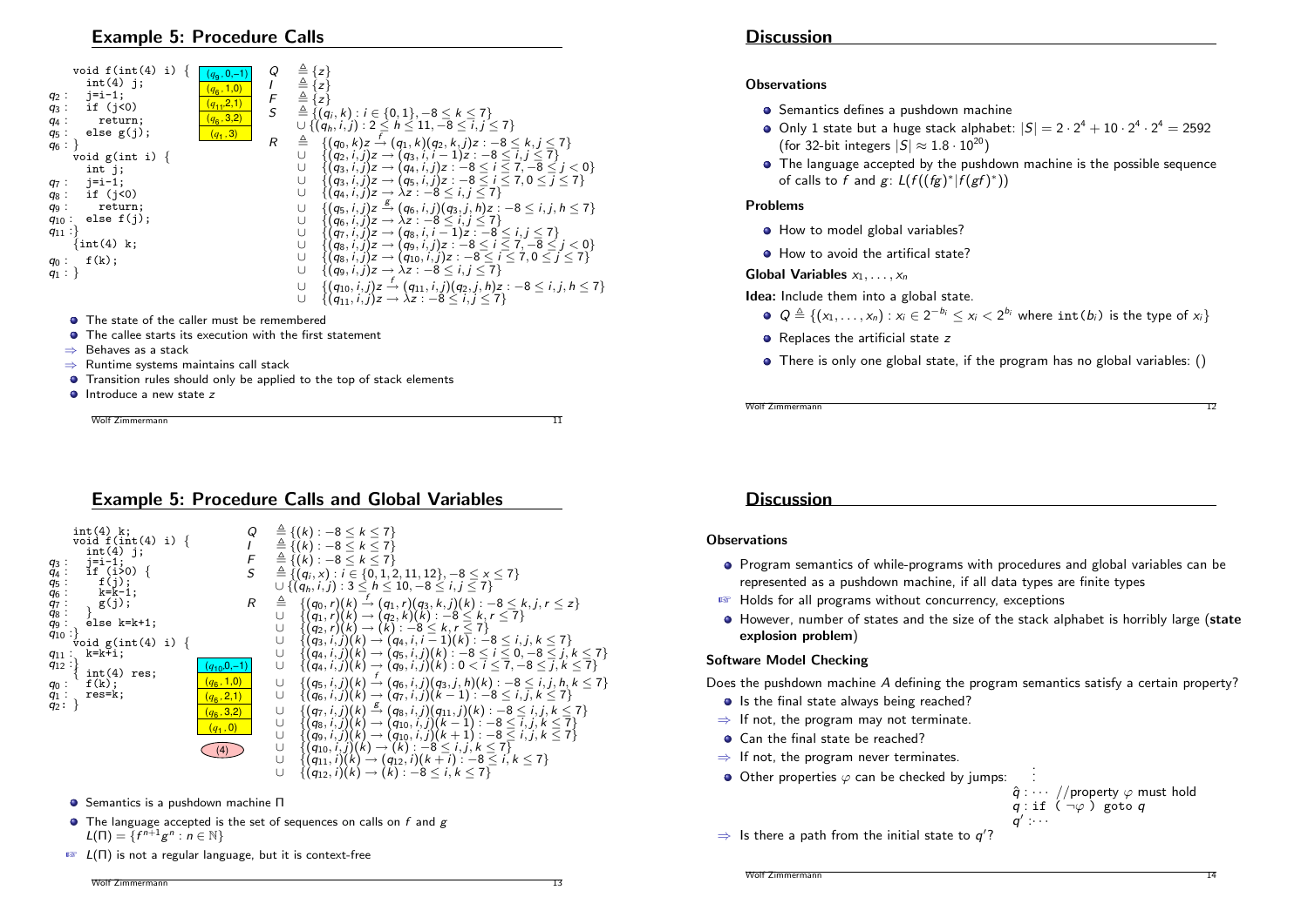## Example 5: Procedure Calls

```
    void f(int(4) i) {
      int(4) j;
q2 :  j=i-1;
q3 :  if (j<0)
q4 :    return;
q5 :  else g(j);
q6 : }
    void g(int i) {
      int j;
q7 :  j=i-1;
q8 :  if (j<0)
q9 :    return;
q10 : else f(j);
q11 :}
    {int(4) k;
q0 :  f(k);
q1 : }
```

Stack: $(q_9,0,-1)$, $(q_6,1,0)$, $(q_{11},2,1)$, $(q_6,3,2)$, $(q_1,3)$

$$
\begin{array}{lll}
Q & \triangleq & \{z\} \\
I & \triangleq & \{z\} \\
F & \triangleq & \{z\} \\
S & \triangleq & \{(q_i,k) : i \in \{0,1\}, -8 \le k \le 7\} \\
 & & \cup \{(q_h,i,j) : 2 \le h \le 11, -8 \le i,j \le 7\} \\
R & \triangleq & \{(q_0,k)z \xrightarrow{f} (q_1,k)(q_2,k,j)z : -8 \le k,j \le 7\} \\
 & \cup & \{(q_2,i,j)z \to (q_3,i,i-1)z : -8 \le i,j \le 7\} \\
 & \cup & \{(q_3,i,j)z \to (q_4,i,j)z : -8 \le i \le 7, -8 \le j < 0\} \\
 & \cup & \{(q_3,i,j)z \to (q_5,i,j)z : -8 \le i \le 7, 0 \le j \le 7\} \\
 & \cup & \{(q_4,i,j)z \to \lambda z : -8 \le i,j \le 7\} \\
 & \cup & \{(q_5,i,j)z \xrightarrow{g} (q_6,i,j)(q_3,j,h)z : -8 \le i,j,h \le 7\} \\
 & \cup & \{(q_6,i,j)z \to \lambda z : -8 \le i,j \le 7\} \\
 & \cup & \{(q_7,i,j)z \to (q_8,i,i-1)z : -8 \le i,j \le 7\} \\
 & \cup & \{(q_8,i,j)z \to (q_9,i,j)z : -8 \le i \le 7, -8 \le j < 0\} \\
 & \cup & \{(q_8,i,j)z \to (q_{10},i,j)z : -8 \le i \le 7, 0 \le j \le 7\} \\
 & \cup & \{(q_9,i,j)z \to \lambda z : -8 \le i,j \le 7\} \\
 & \cup & \{(q_{10},i,j)z \xrightarrow{f} (q_{11},i,j)(q_2,j,h)z : -8 \le i,j,h \le 7\} \\
 & \cup & \{(q_{11},i,j)z \to \lambda z : -8 \le i,j \le 7\}
\end{array}
$$

- The state of the caller must be remembered
- The callee starts its execution with the first statement
- ⇒ Behaves as a stack
- ⇒ Runtime systems maintains call stack
- Transition rules should only be applied to the top of stack elements
- Introduce a new state $z$

## Discussion

### Observations

- Semantics defines a pushdown machine
- Only 1 state but a huge stack alphabet: $|S| = 2 \cdot 2^4 + 10 \cdot 2^4 \cdot 2^4 = 2592$ (for 32-bit integers $|S| \approx 1.8 \cdot 10^{20}$)
- The language accepted by the pushdown machine is the possible sequence of calls to $f$ and $g$: $L(f((fg)^*|f(gf)^*))$

### Problems

- How to model global variables?
- How to avoid the artifical state?

**Global Variables** $x_1, \ldots, x_n$

**Idea:** Include them into a global state.

- $Q \triangleq \{(x_1, \ldots, x_n) : x_i \in 2^{-b_i} \le x_i < 2^{b_i}$ where $\texttt{int}(b_i)$ is the type of $x_i\}$
- Replaces the artificial state $z$
- There is only one global state, if the program has no global variables: ()

## Example 5: Procedure Calls and Global Variables

```
    int(4) k;
    void f(int(4) i) {
      int(4) j;
q3 :  j=i-1;
q4 :  if (i>0) {
q5 :    f(j);
q6 :    k=k-1;
q7 :    g(j);
q8 :  }
q9 :  else k=k+1;
q10 :}
    void g(int(4) i) {
q11 : k=k+i;
q12 :}
    { int(4) res;
q0 :  f(k);
q1 :  res=k;
q2: }
```

Stack: $(q_{10},0,-1)$, $(q_6,1,0)$, $(q_6,2,1)$, $(q_6,3,2)$, $(q_1,0)$, state: $(4)$

$$
\begin{array}{lll}
Q & \triangleq & \{(k) : -8 \le k \le 7\} \\
I & \triangleq & \{(k) : -8 \le k \le 7\} \\
F & \triangleq & \{(k) : -8 \le k \le 7\} \\
S & \triangleq & \{(q_i,x) : i \in \{0,1,2,11,12\}, -8 \le x \le 7\} \\
 & & \cup \{(q_h,i,j) : 3 \le h \le 10, -8 \le i,j \le 7\} \\
R & \triangleq & \{(q_0,r)(k) \xrightarrow{f} (q_1,r)(q_3,k,j)(k) : -8 \le k,j,r \le z\} \\
 & \cup & \{(q_1,r)(k) \to (q_2,k)(k) : -8 \le k,r \le 7\} \\
 & \cup & \{(q_2,r)(k) \to (k) : -8 \le k,r \le 7\} \\
 & \cup & \{(q_3,i,j)(k) \to (q_4,i,i-1)(k) : -8 \le i,j,k \le 7\} \\
 & \cup & \{(q_4,i,j)(k) \to (q_5,i,j)(k) : -8 \le i \le 0, -8 \le j,k \le 7\} \\
 & \cup & \{(q_4,i,j)(k) \to (q_9,i,j)(k) : 0 < i \le 7, -8 \le j,k \le 7\} \\
 & \cup & \{(q_5,i,j)(k) \xrightarrow{f} (q_6,i,j)(q_3,j,h)(k) : -8 \le i,j,h,k \le 7\} \\
 & \cup & \{(q_6,i,j)(k) \to (q_7,i,j)(k-1) : -8 \le i,j,k \le 7\} \\
 & \cup & \{(q_7,i,j)(k) \xrightarrow{g} (q_8,i,j)(q_{11},j)(k) : -8 \le i,j,k \le 7\} \\
 & \cup & \{(q_8,i,j)(k) \to (q_{10},i,j)(k-1) : -8 \le i,j,k \le 7\} \\
 & \cup & \{(q_9,i,j)(k) \to (q_{10},i,j)(k+1) : -8 \le i,j,k \le 7\} \\
 & \cup & \{(q_{10},i,j)(k) \to (k) : -8 \le i,j,k \le 7\} \\
 & \cup & \{(q_{11},i)(k) \to (q_{12},i)(k+i) : -8 \le i,k \le 7\} \\
 & \cup & \{(q_{12},i)(k) \to (k) : -8 \le i,k \le 7\}
\end{array}
$$

- Semantics is a pushdown machine $\Pi$
- The language accepted is the set of sequences on calls on $f$ and $g$ $L(\Pi) = \{f^{n+1}g^n : n \in \mathbb{N}\}$
- ☞ $L(\Pi)$ is not a regular language, but it is context-free

## Discussion

### Observations

- Program semantics of while-programs with procedures and global variables can be represented as a pushdown machine, if all data types are finite types
- ☞ Holds for all programs without concurrency, exceptions
- However, number of states and the size of the stack alphabet is horribly large (**state explosion problem**)

### Software Model Checking

Does the pushdown machine $A$ defining the program semantics satisfy a certain property?

- Is the final state always being reached?
- ⇒ If not, the program may not terminate.
- Can the final state be reached?
- ⇒ If not, the program never terminates.
- Other properties $\varphi$ can be checked by jumps:

```
⋮
q̂ : ···  //property φ must hold
q : if ( ¬φ ) goto q
q' :···
```

- ⇒ Is there a path from the initial state to $q'$?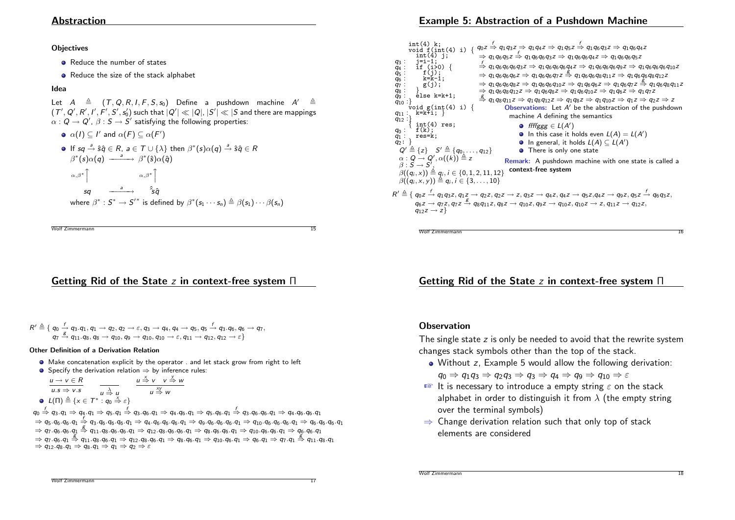## Abstraction

**Objectives**

- Reduce the number of states
- Reduce the size of the stack alphabet

**Idea**

Let $A \triangleq (T, Q, R, I, F, S, s_0)$ Define a pushdown machine $A' \triangleq (T', Q', R', I', F', S', s_0')$ such that $|Q'| \ll |Q|$, $|S'| \ll |S$ and there are mappings $\alpha : Q \to Q'$, $\beta : S \to S'$ satisfying the following properties:

- $\alpha(I) \subseteq I'$ and $\alpha(F) \subseteq \alpha(F')$
- If $sq \xrightarrow{a} \hat{s}\hat{q} \in R$, $a \in T \cup \{\lambda\}$ then $\beta^*(s)\alpha(q) \xrightarrow{a} \hat{s}\hat{q} \in R$

$$
\begin{array}{ccc}
\beta^*(s)\alpha(q) & \xrightarrow{a} & \beta^*(\hat{s})\alpha(\hat{q}) \\
\uparrow{\scriptstyle \alpha,\beta^*} & & \uparrow{\scriptstyle \alpha,\beta^*} \\
sq & \xrightarrow{a} & \hat{s}\hat{q}
\end{array}
$$

where $\beta^* : S^* \to S'^*$ is defined by $\beta^*(s_1 \cdots s_n) \triangleq \beta(s_1) \cdots \beta(s_n)$

## Example 5: Abstraction of a Pushdown Machine

```
      int(4) k;
      void f(int(4) i) {
        int(4) j;
q3 :    j=i-1;
q4 :    if (i>0) {
q5 :      f(j);
q6 :      k=k-1;
q7 :      g(j);
q8 :    }
q9 :    else k=k+1;
q10 :}
      void g(int(4) i) {
q11 :   k=k+i; }
q12 :}
      { int(4) res;
q0 :    f(k);
q1 :    res=k;
q2 : }
```

$$
\begin{aligned}
& q_0 z \xRightarrow{f} q_1 q_3 z \Rightarrow q_1 q_4 z \Rightarrow q_1 q_5 z \xRightarrow{f} q_1 q_6 q_3 z \Rightarrow q_1 q_6 q_4 z \\
& \Rightarrow q_1 q_6 q_5 z \xRightarrow{f} q_1 q_6 q_6 q_3 z \Rightarrow q_1 q_6 q_6 q_4 z \Rightarrow q_1 q_6 q_6 q_5 z \\
& \xRightarrow{f} q_1 q_6 q_6 q_6 q_3 z \Rightarrow q_1 q_6 q_6 q_6 q_4 z \Rightarrow q_1 q_6 q_6 q_6 q_9 z \Rightarrow q_1 q_6 q_6 q_6 q_{10} z \\
& \Rightarrow q_1 q_6 q_6 q_6 z \Rightarrow q_1 q_6 q_6 q_7 z \xRightarrow{g} q_1 q_6 q_6 q_8 q_{11} z \Rightarrow q_1 q_6 q_6 q_8 q_{12} z \\
& \Rightarrow q_1 q_6 q_6 q_8 z \Rightarrow q_1 q_6 q_6 q_{10} z \Rightarrow q_1 q_6 q_6 z \Rightarrow q_1 q_6 q_7 z \xRightarrow{g} q_1 q_6 q_8 q_{11} z \\
& \Rightarrow q_1 q_6 q_8 q_{12} z \Rightarrow q_1 q_6 q_8 z \Rightarrow q_1 q_6 q_{10} z \Rightarrow q_1 q_6 z \Rightarrow q_1 q_7 z \\
& \xRightarrow{g} q_1 q_8 q_{11} z \Rightarrow q_1 q_8 q_{12} z \Rightarrow q_1 q_8 z \Rightarrow q_1 q_{10} z \Rightarrow q_1 z \Rightarrow q_2 z \Rightarrow z
\end{aligned}
$$

$Q' \triangleq \{z\}$ $S' \triangleq \{q_0, \ldots, q_{12}\}$

$\alpha : Q \to Q', \alpha((k)) \triangleq z$

$\beta : S \to S'$,

$\beta((q_i, x)) \triangleq q_i, i \in \{0, 1, 2, 11, 12\}$

$\beta((q_i, x, y)) \triangleq q_i, i \in \{3, \ldots, 10\}$

**Observations:** Let $A'$ be the abstraction of the pushdown machine $A$ defining the semantics

- $ffffggg \in L(A')$
- In this case it holds even $L(A) = L(A')$
- In general, it holds $L(A) \subseteq L(A')$
- There is only one state

**Remark:** A pushdown machine with one state is called a **context-free system**

$$
\begin{aligned}
R' \triangleq \{ & q_0 z \xrightarrow{f} q_1 q_3 z, q_1 z \to q_2 z, q_2 z \to z, q_3 z \to q_4 z, q_4 z \to q_5 z, q_4 z \to q_9 z, q_5 z \xrightarrow{f} q_6 q_3 z, \\
& q_6 z \to q_7 z, q_7 z \xrightarrow{g} q_8 q_{11} z, q_8 z \to q_{10} z, q_9 z \to q_{10} z, q_{10} z \to z, q_{11} z \to q_{12} z, \\
& q_{12} z \to z \}
\end{aligned}
$$

## Getting Rid of the State $z$ in context-free system Π

$$
\begin{aligned}
R' \triangleq \{ & q_0 \xrightarrow{f} q_3 . q_1, q_1 \to q_2, q_2 \to \varepsilon, q_3 \to q_4, q_4 \to q_5, q_5 \xrightarrow{f} q_3 . q_6, q_6 \to q_7, \\
& q_7 \xrightarrow{g} q_{11} . q_8, q_8 \to q_{10}, q_9 \to q_{10}, q_{10} \to \varepsilon, q_{11} \to q_{12}, q_{12} \to \varepsilon \}
\end{aligned}
$$

**Other Definition of a Derivation Relation**

- Make concatenation explicit by the operator . and let stack grow from right to left
- Specify the derivation relation $\Rightarrow$ by inference rules:

$$
\frac{u \to v \in R}{u.s \Rightarrow v.s} \qquad \frac{}{u \xRightarrow{\lambda} u} \qquad \frac{u \xRightarrow{x} v \quad v \xRightarrow{y} w}{u \xRightarrow{xy} w}
$$

- $L(\Pi) \triangleq \{x \in T^* : q_0 \xRightarrow{x} \varepsilon\}$

$$
\begin{aligned}
& q_0 \xRightarrow{f} q_3 . q_1 \Rightarrow q_4 . q_1 \Rightarrow q_5 . q_1 \xRightarrow{f} q_3 . q_6 . q_1 \Rightarrow q_4 . q_6 . q_1 \Rightarrow q_5 . q_6 . q_1 \xRightarrow{f} q_3 . q_6 . q_6 . q_1 \Rightarrow q_4 . q_6 . q_6 . q_1 \\
& \Rightarrow q_5 . q_6 . q_6 . q_1 \xRightarrow{f} q_3 . q_6 . q_6 . q_6 . q_1 \Rightarrow q_4 . q_6 . q_6 . q_6 . q_1 \Rightarrow q_9 . q_6 . q_6 . q_6 . q_1 \Rightarrow q_{10} . q_6 . q_6 . q_6 . q_1 \Rightarrow q_6 . q_6 . q_6 . q_1 \\
& \Rightarrow q_7 . q_6 . q_6 . q_1 \xRightarrow{g} q_{11} . q_8 . q_6 . q_6 . q_1 \Rightarrow q_{12} . q_8 . q_6 . q_6 . q_1 \Rightarrow q_8 . q_6 . q_6 . q_1 \Rightarrow q_{10} . q_6 . q_6 . q_1 \Rightarrow q_6 . q_6 . q_1 \\
& \Rightarrow q_7 . q_6 . q_1 \xRightarrow{g} q_{11} . q_8 . q_6 . q_1 \Rightarrow q_{12} . q_8 . q_6 . q_1 \Rightarrow q_8 . q_6 . q_1 \Rightarrow q_{10} . q_6 . q_1 \Rightarrow q_6 . q_1 \Rightarrow q_7 . q_1 \xRightarrow{g} q_{11} . q_8 . q_1 \\
& \Rightarrow q_{12} . q_8 . q_1 \Rightarrow q_8 . q_1 \Rightarrow q_1 \Rightarrow q_2 \Rightarrow \varepsilon
\end{aligned}
$$

## Getting Rid of the State $z$ in context-free system Π

### Observation

The single state $z$ is only be needed to avoid that the rewrite system changes stack symbols other than the top of the stack.

- Without $z$, Example 5 would allow the following derivation: $q_0 \Rightarrow q_1 q_3 \Rightarrow q_2 q_3 \Rightarrow q_3 \Rightarrow q_4 \Rightarrow q_9 \Rightarrow q_{10} \Rightarrow \varepsilon$

☞ It is necessary to introduce a empty string $\varepsilon$ on the stack alphabet in order to distinguish it from $\lambda$ (the empty string over the terminal symbols)

⇒ Change derivation relation such that only top of stack elements are considered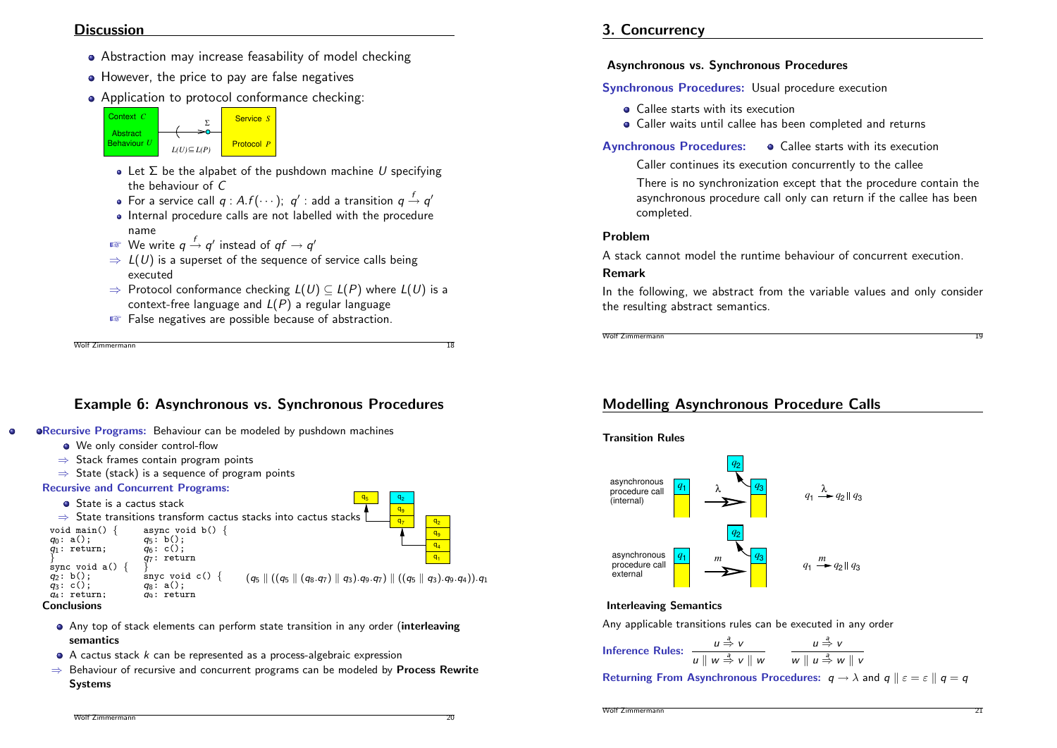## Discussion

- Abstraction may increase feasability of model checking
- However, the price to pay are false negatives
- Application to protocol conformance checking:

Context $C$ — Abstract Behaviour $U$ — $\Sigma$ — $L(U) \subseteq L(P)$ — Service $S$ — Protocol $P$

- Let $\Sigma$ be the alpabet of the pushdown machine $U$ specifying the behaviour of $C$
- For a service call $q : A.f(\cdots);\ q'$ : add a transition $q \xrightarrow{f} q'$
- Internal procedure calls are not labelled with the procedure name
- ☞ We write $q \xrightarrow{f} q'$ instead of $qf \rightarrow q'$
- ⇒ $L(U)$ is a superset of the sequence of service calls being executed
- ⇒ Protocol conformance checking $L(U) \subseteq L(P)$ where $L(U)$ is a context-free language and $L(P)$ a regular language
- ☞ False negatives are possible because of abstraction.

## 3. Concurrency

**Asynchronous vs. Synchronous Procedures**

**Synchronous Procedures:** Usual procedure execution

- Callee starts with its execution
- Caller waits until callee has been completed and returns

**Aynchronous Procedures:**

- Callee starts with its execution

Caller continues its execution concurrently to the callee

There is no synchronization except that the procedure contain the asynchronous procedure call only can return if the callee has been completed.

**Problem**

A stack cannot model the runtime behaviour of concurrent execution.

**Remark**

In the following, we abstract from the variable values and only consider the resulting abstract semantics.

## Example 6: Asynchronous vs. Synchronous Procedures

- **Recursive Programs:** Behaviour can be modeled by pushdown machines
  - We only consider control-flow
  - ⇒ Stack frames contain program points
  - ⇒ State (stack) is a sequence of program points

**Recursive and Concurrent Programs:**

- State is a cactus stack
- ⇒ State transitions transform cactus stacks into cactus stacks

```
void main() {        async void b() {
q0: a();             q5: b();
q1: return;          q6: c();
}                    q7: return
sync void a() {      }
q2: b();             snyc void c() {
q3: c();             q8: a();
q4: return;          q9: return
```

$(q_5 \parallel ((q_5 \parallel (q_8.q_7) \parallel q_3).q_9.q_7) \parallel ((q_5 \parallel q_3).q_9.q_4)).q_1$

**Conclusions**

- Any top of stack elements can perform state transition in any order (**interleaving semantics**
- A cactus stack $k$ can be represented as a process-algebraic expression
- ⇒ Behaviour of recursive and concurrent programs can be modeled by **Process Rewrite Systems**

## Modelling Asynchronous Procedure Calls

**Transition Rules**

asynchronous procedure call (internal): $q_1 \xrightarrow{\lambda} q_2 \parallel q_3$

asynchronous procedure call external: $q_1 \xrightarrow{m} q_2 \parallel q_3$

**Interleaving Semantics**

Any applicable transitions rules can be executed in any order

**Inference Rules:** $\dfrac{u \overset{a}{\Rightarrow} v}{u \parallel w \overset{a}{\Rightarrow} v \parallel w} \qquad \dfrac{u \overset{a}{\Rightarrow} v}{w \parallel u \overset{a}{\Rightarrow} w \parallel v}$

**Returning From Asynchronous Procedures:** $q \rightarrow \lambda$ and $q \parallel \varepsilon = \varepsilon \parallel q = q$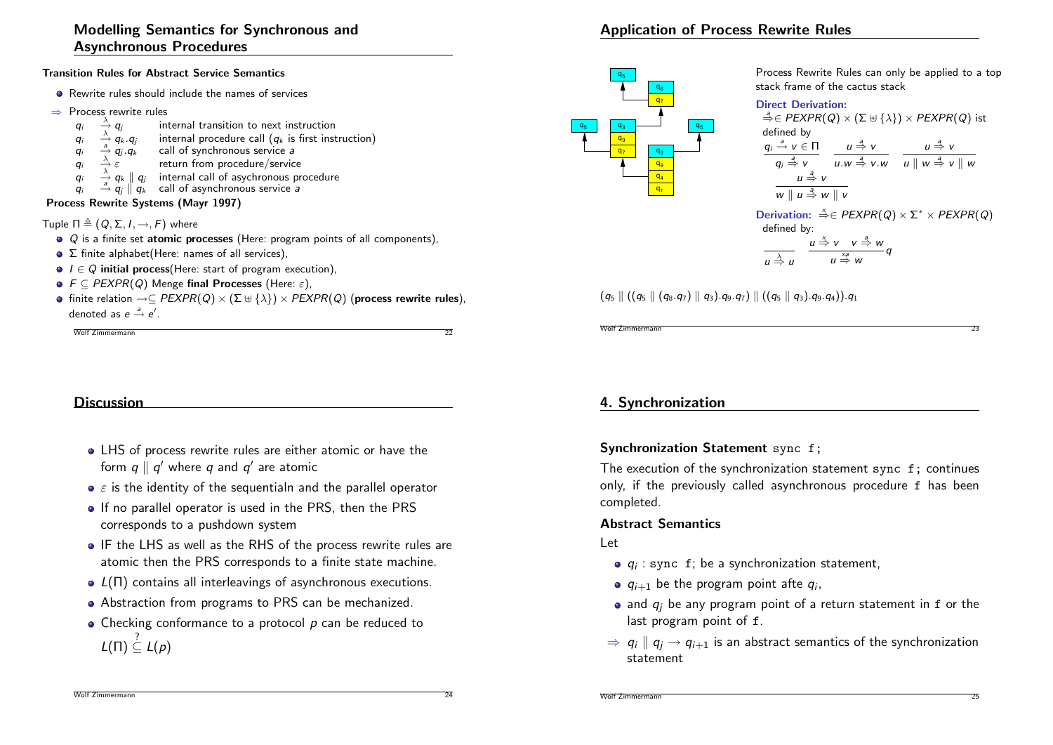## Modelling Semantics for Synchronous and Asynchronous Procedures

**Transition Rules for Abstract Service Semantics**

- Rewrite rules should include the names of services

$\Rightarrow$ Process rewrite rules

| | | |
|---|---|---|
| $q_i \xrightarrow{\lambda} q_j$ | | internal transition to next instruction |
| $q_i \xrightarrow{\lambda} q_k.q_j$ | | internal procedure call ($q_k$ is first instruction) |
| $q_i \xrightarrow{a} q_j.q_k$ | | call of synchronous service $a$ |
| $q_i \xrightarrow{\lambda} \varepsilon$ | | return from procedure/service |
| $q_i \xrightarrow{\lambda} q_k \parallel q_j$ | | internal call of asychronous procedure |
| $q_i \xrightarrow{a} q_j \parallel q_k$ | | call of asynchronous service $a$ |

**Process Rewrite Systems (Mayr 1997)**

Tuple $\Pi \triangleq (Q, \Sigma, I, \rightarrow, F)$ where

- $Q$ is a finite set **atomic processes** (Here: program points of all components),
- $\Sigma$ finite alphabet(Here: names of all services),
- $I \in Q$ **initial process**(Here: start of program execution),
- $F \subseteq PEXPR(Q)$ Menge **final Processes** (Here: $\varepsilon$),
- finite relation $\rightarrow \subseteq PEXPR(Q) \times (\Sigma \uplus \{\lambda\}) \times PEXPR(Q)$ (**process rewrite rules**), denoted as $e \xrightarrow{a} e'$.

## Application of Process Rewrite Rules

Process Rewrite Rules can only be applied to a top stack frame of the cactus stack

**Direct Derivation:** $\overset{a}{\Rightarrow} \in PEXPR(Q) \times (\Sigma \uplus \{\lambda\}) \times PEXPR(Q)$ ist defined by

$$\frac{q_i \xrightarrow{a} v \in \Pi}{q_i \overset{a}{\Rightarrow} v} \qquad \frac{u \overset{a}{\Rightarrow} v}{u.w \overset{a}{\Rightarrow} v.w} \qquad \frac{u \overset{a}{\Rightarrow} v}{u \parallel w \overset{a}{\Rightarrow} v \parallel w}$$

$$\frac{u \overset{a}{\Rightarrow} v}{w \parallel u \overset{a}{\Rightarrow} w \parallel v}$$

**Derivation:** $\overset{x}{\Rightarrow} \in PEXPR(Q) \times \Sigma^* \times PEXPR(Q)$ defined by:

$$\frac{}{u \overset{\lambda}{\Rightarrow} u} \qquad \frac{u \overset{x}{\Rightarrow} v \quad v \overset{a}{\Rightarrow} w}{u \overset{xa}{\Rightarrow} w} q$$

$(q_5 \parallel ((q_5 \parallel (q_8.q_7) \parallel q_3).q_9.q_7) \parallel ((q_5 \parallel q_3).q_9.q_4)).q_1$

## Discussion

- LHS of process rewrite rules are either atomic or have the form $q \parallel q'$ where $q$ and $q'$ are atomic
- $\varepsilon$ is the identity of the sequentialn and the parallel operator
- If no parallel operator is used in the PRS, then the PRS corresponds to a pushdown system
- IF the LHS as well as the RHS of the process rewrite rules are atomic then the PRS corresponds to a finite state machine.
- $L(\Pi)$ contains all interleavings of asynchronous executions.
- Abstraction from programs to PRS can be mechanized.
- Checking conformance to a protocol $p$ can be reduced to $L(\Pi) \overset{?}{\subseteq} L(p)$

## 4. Synchronization

**Synchronization Statement** `sync f;`

The execution of the synchronization statement `sync f;` continues only, if the previously called asynchronous procedure `f` has been completed.

**Abstract Semantics**

Let

- $q_i$ : `sync f;` be a synchronization statement,
- $q_{i+1}$ be the program point afte $q_i$,
- and $q_j$ be any program point of a return statement in `f` or the last program point of `f`.

$\Rightarrow$ $q_i \parallel q_j \rightarrow q_{i+1}$ is an abstract semantics of the synchronization statement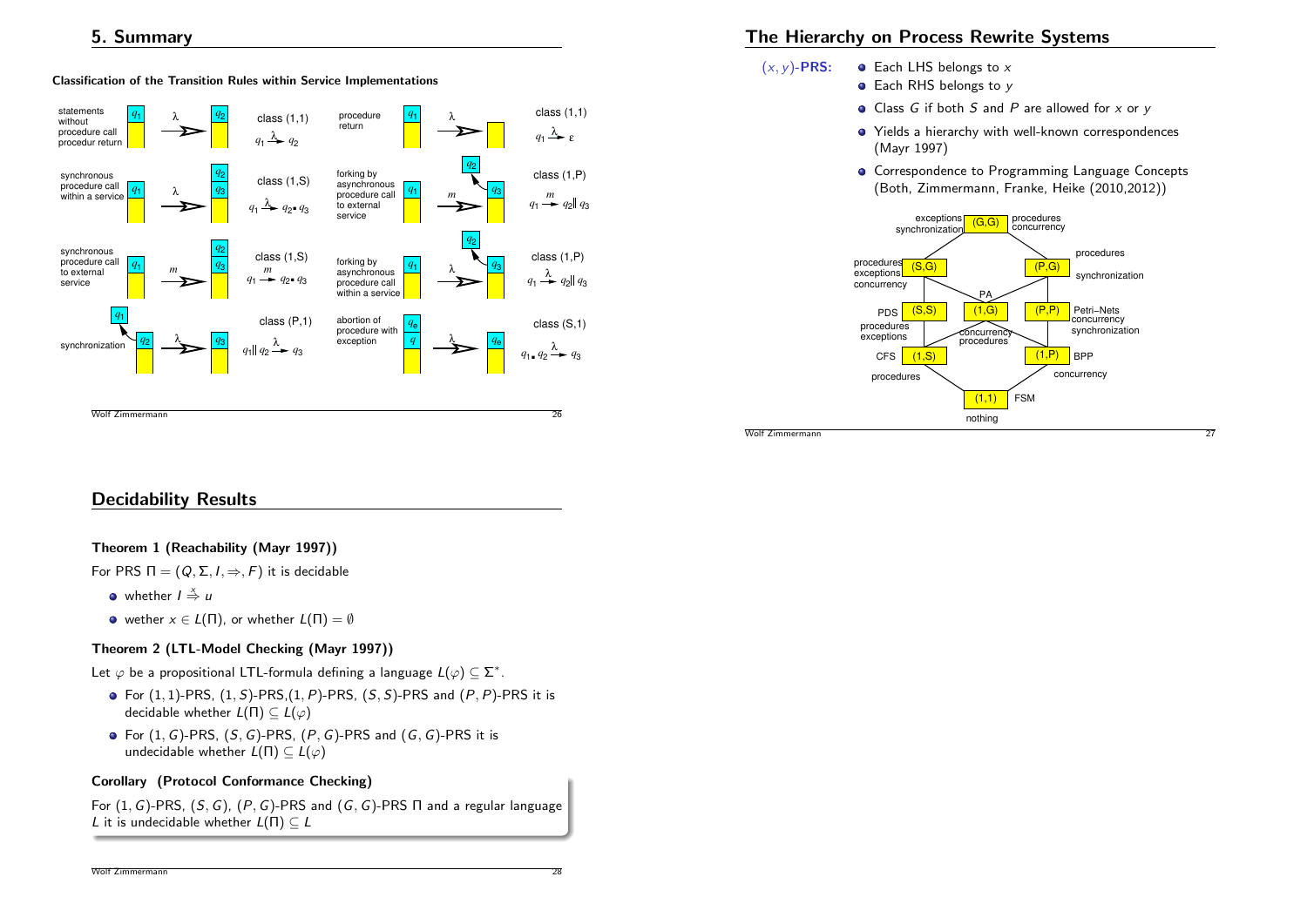## 5. Summary

**Classification of the Transition Rules within Service Implementations**

statements without procedure call procedur return — $q_1 \xrightarrow{\lambda} q_2$ — class (1,1) — $q_1 \xrightarrow{\lambda} q_2$

procedure return — $q_1 \xrightarrow{\lambda} \varepsilon$ — class (1,1) — $q_1 \xrightarrow{\lambda} \varepsilon$

synchronous procedure call within a service — class (1,S) — $q_1 \xrightarrow{\lambda} q_2 \cdot q_3$

forking by asynchronous procedure call to external service — class (1,P) — $q_1 \xrightarrow{m} q_2 \| q_3$

synchronous procedure call to external service — class (1,S) — $q_1 \xrightarrow{m} q_2 \cdot q_3$

forking by asynchronous procedure call within a service — class (1,P) — $q_1 \xrightarrow{\lambda} q_2 \| q_3$

synchronization — class (P,1) — $q_1 \| q_2 \xrightarrow{\lambda} q_3$

abortion of procedure with exception — class (S,1) — $q_1 \cdot q_2 \xrightarrow{\lambda} q_3$

## The Hierarchy on Process Rewrite Systems

$(x, y)$**-PRS:**

- Each LHS belongs to $x$
- Each RHS belongs to $y$
- Class $G$ if both $S$ and $P$ are allowed for $x$ or $y$
- Yields a hierarchy with well-known correspondences (Mayr 1997)
- Correspondence to Programming Language Concepts (Both, Zimmermann, Franke, Heike (2010,2012))

(G,G): exceptions synchronization / procedures concurrency
(S,G): procedures exceptions concurrency
(P,G): procedures synchronization
(S,S): PDS — procedures exceptions
(1,G): PA — concurrency procedures
(P,P): Petri–Nets — concurrency synchronization
(1,S): CFS — procedures
(1,P): BPP — concurrency
(1,1): FSM — nothing

## Decidability Results

**Theorem 1 (Reachability (Mayr 1997))**

For PRS $\Pi = (Q, \Sigma, I, \Rightarrow, F)$ it is decidable

- whether $I \overset{x}{\Rightarrow} u$
- wether $x \in L(\Pi)$, or whether $L(\Pi) = \emptyset$

**Theorem 2 (LTL-Model Checking (Mayr 1997))**

Let $\varphi$ be a propositional LTL-formula defining a language $L(\varphi) \subseteq \Sigma^*$.

- For $(1,1)$-PRS, $(1,S)$-PRS,$(1,P)$-PRS, $(S,S)$-PRS and $(P,P)$-PRS it is decidable whether $L(\Pi) \subseteq L(\varphi)$
- For $(1,G)$-PRS, $(S,G)$-PRS, $(P,G)$-PRS and $(G,G)$-PRS it is undecidable whether $L(\Pi) \subseteq L(\varphi)$

**Corollary (Protocol Conformance Checking)**

For $(1,G)$-PRS, $(S,G)$, $(P,G)$-PRS and $(G,G)$-PRS $\Pi$ and a regular language $L$ it is undecidable whether $L(\Pi) \subseteq L$